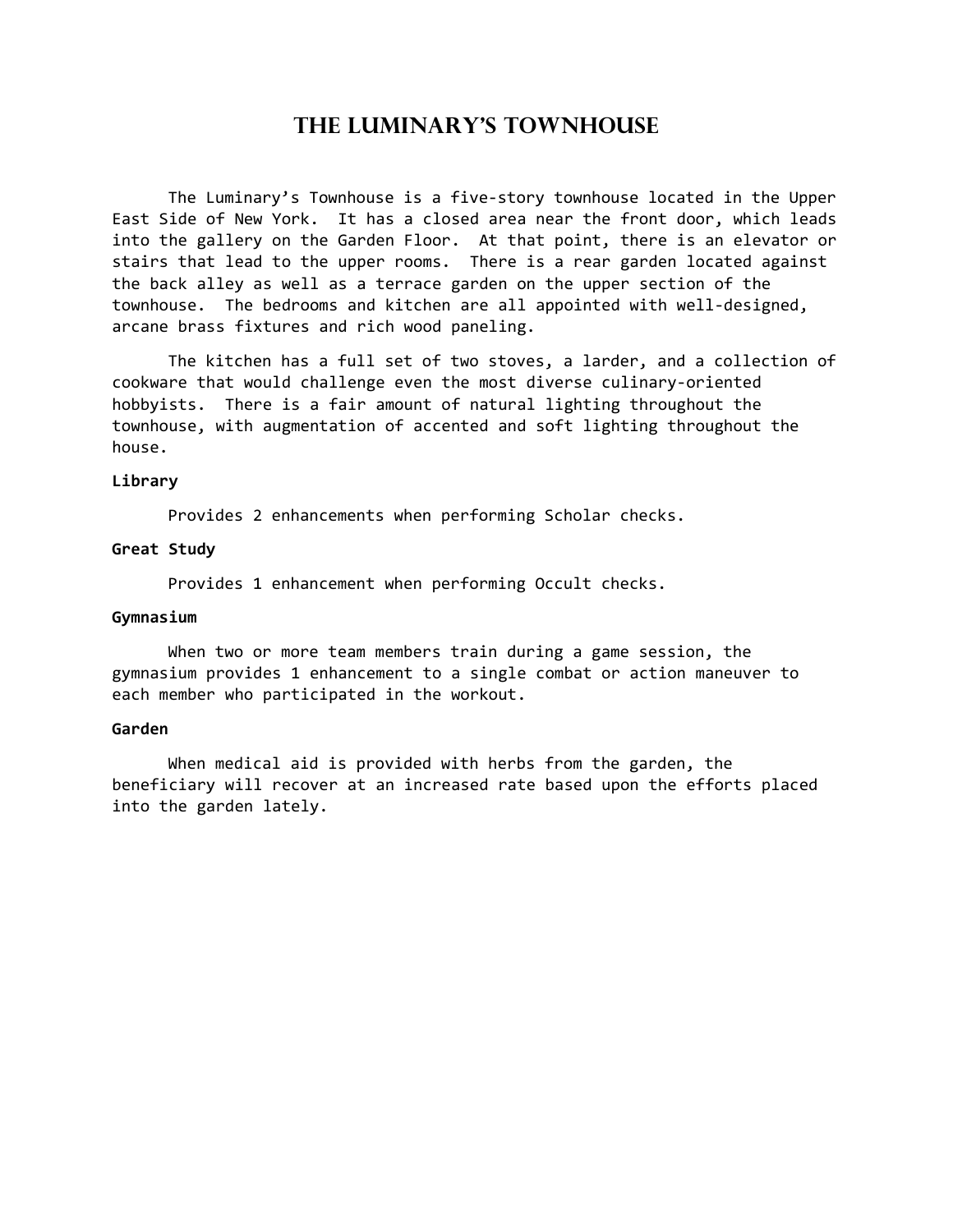# The Luminary's Townhouse

The Luminary's Townhouse is a five-story townhouse located in the Upper East Side of New York. It has a closed area near the front door, which leads into the gallery on the Garden Floor. At that point, there is an elevator or stairs that lead to the upper rooms. There is a rear garden located against the back alley as well as a terrace garden on the upper section of the townhouse. The bedrooms and kitchen are all appointed with well-designed, arcane brass fixtures and rich wood paneling.

The kitchen has a full set of two stoves, a larder, and a collection of cookware that would challenge even the most diverse culinary-oriented hobbyists. There is a fair amount of natural lighting throughout the townhouse, with augmentation of accented and soft lighting throughout the house.

**Library**

Provides 2 enhancements when performing Scholar checks.

**Great Study**

Provides 1 enhancement when performing Occult checks.

**Gymnasium**

When two or more team members train during a game session, the gymnasium provides 1 enhancement to a single combat or action maneuver to each member who participated in the workout.

**Garden**

When medical aid is provided with herbs from the garden, the beneficiary will recover at an increased rate based upon the efforts placed into the garden lately.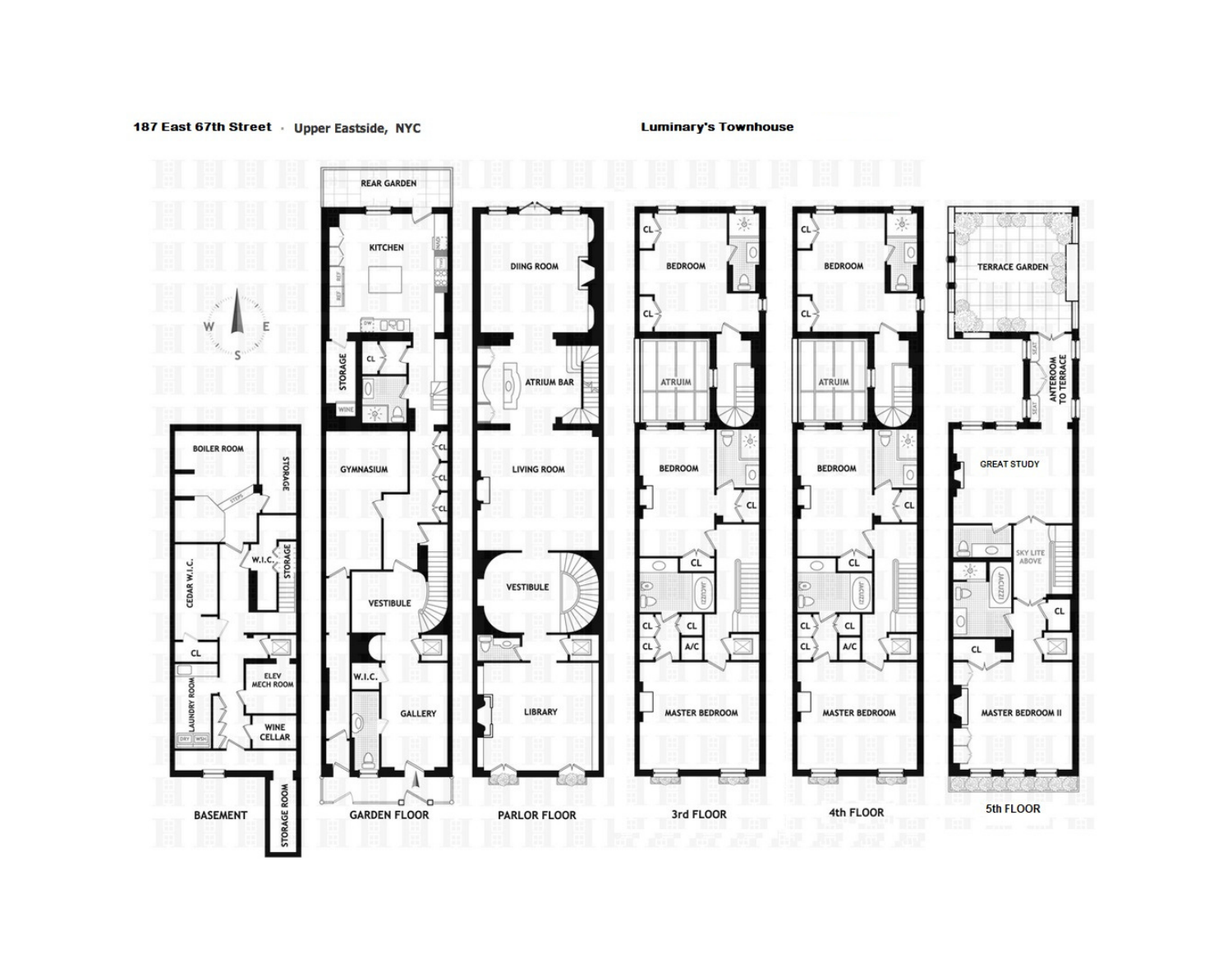187 East 67th Street · Upper Eastside, NYC

Luminary's Townhouse

BASEMENT

BOILER ROOM
STORAGE
STEPS
W.I.C.
STORAGE
CEDAR W.I.C.
CL
ELEV MECH ROOM
LAUNDRY ROOM
DRY
WSH
WINE CELLAR
STORAGE ROOM

GARDEN FLOOR

REAR GARDEN
KITCHEN
REF
REF
DW
STORAGE
CL
WINE
GYMNASIUM
CL
CL
CL
VESTIBULE
W.I.C.
GALLERY

PARLOR FLOOR

DIING ROOM
ATRIUM BAR
LIVING ROOM
VESTIBULE
LIBRARY

3rd FLOOR

CL
BEDROOM
CL
ATRIUM
BEDROOM
CL
CL
JACUZZI
CL
CL
CL
A/C
MASTER BEDROOM

4th FLOOR

CL
BEDROOM
CL
ATRIUM
BEDROOM
CL
CL
JACUZZI
CL
CL
CL
A/C
MASTER BEDROOM

5th FLOOR

TERRACE GARDEN
SEAT
SEAT
ANTEROOM TO TERRACE
GREAT STUDY
SKY LITE ABOVE
JACUZZI
CL
CL
MASTER BEDROOM II